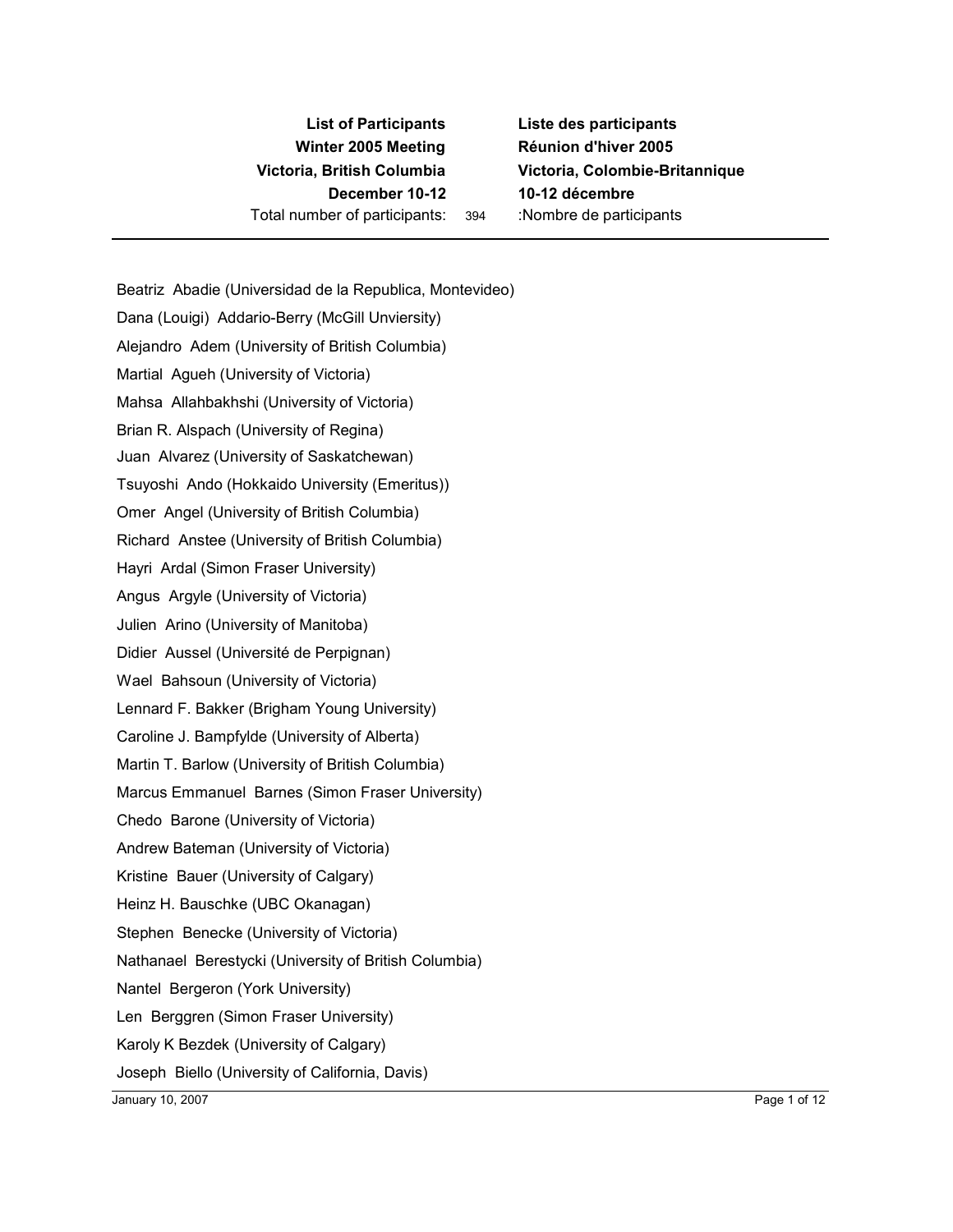**List of Participants**
**Winter 2005 Meeting**
**Victoria, British Columbia**
**December 10-12**
Total number of participants: 394

**Liste des participants**
**Réunion d'hiver 2005**
**Victoria, Colombie-Britannique**
**10-12 décembre**
:Nombre de participants

---

Beatriz Abadie (Universidad de la Republica, Montevideo)

Dana (Louigi) Addario-Berry (McGill Unviersity)

Alejandro Adem (University of British Columbia)

Martial Agueh (University of Victoria)

Mahsa Allahbakhshi (University of Victoria)

Brian R. Alspach (University of Regina)

Juan Alvarez (University of Saskatchewan)

Tsuyoshi Ando (Hokkaido University (Emeritus))

Omer Angel (University of British Columbia)

Richard Anstee (University of British Columbia)

Hayri Ardal (Simon Fraser University)

Angus Argyle (University of Victoria)

Julien Arino (University of Manitoba)

Didier Aussel (Université de Perpignan)

Wael Bahsoun (University of Victoria)

Lennard F. Bakker (Brigham Young University)

Caroline J. Bampfylde (University of Alberta)

Martin T. Barlow (University of British Columbia)

Marcus Emmanuel Barnes (Simon Fraser University)

Chedo Barone (University of Victoria)

Andrew Bateman (University of Victoria)

Kristine Bauer (University of Calgary)

Heinz H. Bauschke (UBC Okanagan)

Stephen Benecke (University of Victoria)

Nathanael Berestycki (University of British Columbia)

Nantel Bergeron (York University)

Len Berggren (Simon Fraser University)

Karoly K Bezdek (University of Calgary)

Joseph Biello (University of California, Davis)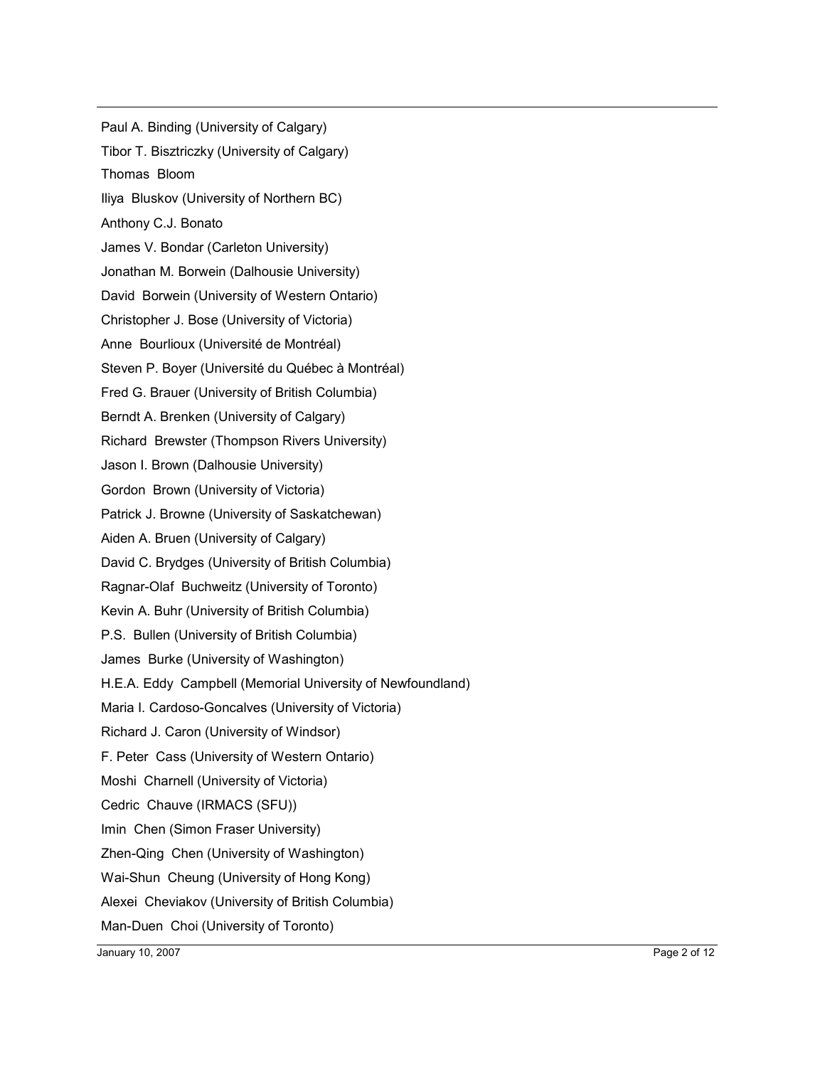Paul A. Binding (University of Calgary)

Tibor T. Bisztriczky (University of Calgary)

Thomas Bloom

Iliya Bluskov (University of Northern BC)

Anthony C.J. Bonato

James V. Bondar (Carleton University)

Jonathan M. Borwein (Dalhousie University)

David Borwein (University of Western Ontario)

Christopher J. Bose (University of Victoria)

Anne Bourlioux (Université de Montréal)

Steven P. Boyer (Université du Québec à Montréal)

Fred G. Brauer (University of British Columbia)

Berndt A. Brenken (University of Calgary)

Richard Brewster (Thompson Rivers University)

Jason I. Brown (Dalhousie University)

Gordon Brown (University of Victoria)

Patrick J. Browne (University of Saskatchewan)

Aiden A. Bruen (University of Calgary)

David C. Brydges (University of British Columbia)

Ragnar-Olaf Buchweitz (University of Toronto)

Kevin A. Buhr (University of British Columbia)

P.S. Bullen (University of British Columbia)

James Burke (University of Washington)

H.E.A. Eddy Campbell (Memorial University of Newfoundland)

Maria I. Cardoso-Goncalves (University of Victoria)

Richard J. Caron (University of Windsor)

F. Peter Cass (University of Western Ontario)

Moshi Charnell (University of Victoria)

Cedric Chauve (IRMACS (SFU))

Imin Chen (Simon Fraser University)

Zhen-Qing Chen (University of Washington)

Wai-Shun Cheung (University of Hong Kong)

Alexei Cheviakov (University of British Columbia)

Man-Duen Choi (University of Toronto)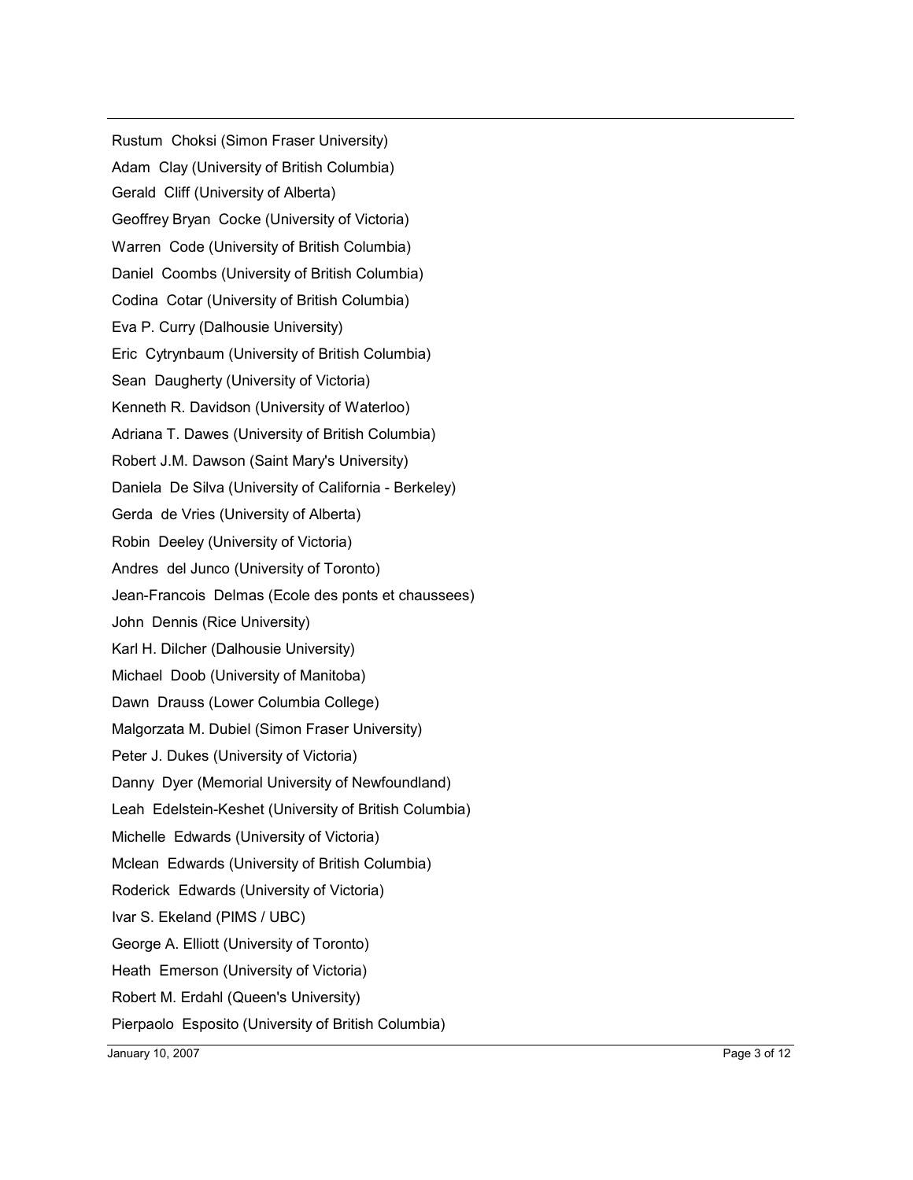Rustum Choksi (Simon Fraser University)

Adam Clay (University of British Columbia)

Gerald Cliff (University of Alberta)

Geoffrey Bryan Cocke (University of Victoria)

Warren Code (University of British Columbia)

Daniel Coombs (University of British Columbia)

Codina Cotar (University of British Columbia)

Eva P. Curry (Dalhousie University)

Eric Cytrynbaum (University of British Columbia)

Sean Daugherty (University of Victoria)

Kenneth R. Davidson (University of Waterloo)

Adriana T. Dawes (University of British Columbia)

Robert J.M. Dawson (Saint Mary's University)

Daniela De Silva (University of California - Berkeley)

Gerda de Vries (University of Alberta)

Robin Deeley (University of Victoria)

Andres del Junco (University of Toronto)

Jean-Francois Delmas (Ecole des ponts et chaussees)

John Dennis (Rice University)

Karl H. Dilcher (Dalhousie University)

Michael Doob (University of Manitoba)

Dawn Drauss (Lower Columbia College)

Malgorzata M. Dubiel (Simon Fraser University)

Peter J. Dukes (University of Victoria)

Danny Dyer (Memorial University of Newfoundland)

Leah Edelstein-Keshet (University of British Columbia)

Michelle Edwards (University of Victoria)

Mclean Edwards (University of British Columbia)

Roderick Edwards (University of Victoria)

Ivar S. Ekeland (PIMS / UBC)

George A. Elliott (University of Toronto)

Heath Emerson (University of Victoria)

Robert M. Erdahl (Queen's University)

Pierpaolo Esposito (University of British Columbia)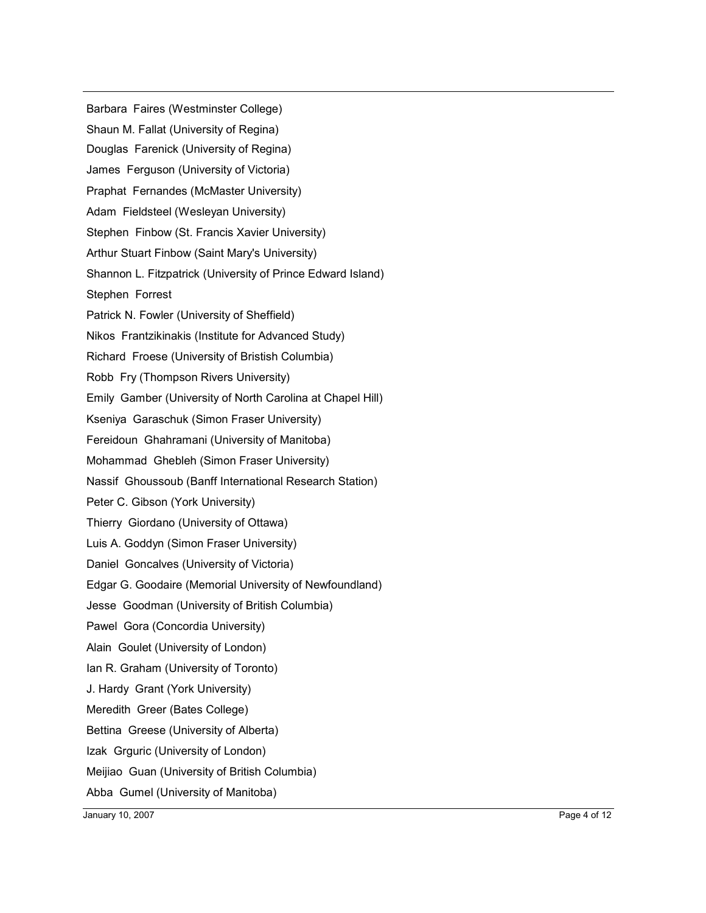Barbara Faires (Westminster College)

Shaun M. Fallat (University of Regina)

Douglas Farenick (University of Regina)

James Ferguson (University of Victoria)

Praphat Fernandes (McMaster University)

Adam Fieldsteel (Wesleyan University)

Stephen Finbow (St. Francis Xavier University)

Arthur Stuart Finbow (Saint Mary's University)

Shannon L. Fitzpatrick (University of Prince Edward Island)

Stephen Forrest

Patrick N. Fowler (University of Sheffield)

Nikos Frantzikinakis (Institute for Advanced Study)

Richard Froese (University of Bristish Columbia)

Robb Fry (Thompson Rivers University)

Emily Gamber (University of North Carolina at Chapel Hill)

Kseniya Garaschuk (Simon Fraser University)

Fereidoun Ghahramani (University of Manitoba)

Mohammad Ghebleh (Simon Fraser University)

Nassif Ghoussoub (Banff International Research Station)

Peter C. Gibson (York University)

Thierry Giordano (University of Ottawa)

Luis A. Goddyn (Simon Fraser University)

Daniel Goncalves (University of Victoria)

Edgar G. Goodaire (Memorial University of Newfoundland)

Jesse Goodman (University of British Columbia)

Pawel Gora (Concordia University)

Alain Goulet (University of London)

Ian R. Graham (University of Toronto)

J. Hardy Grant (York University)

Meredith Greer (Bates College)

Bettina Greese (University of Alberta)

Izak Grguric (University of London)

Meijiao Guan (University of British Columbia)

Abba Gumel (University of Manitoba)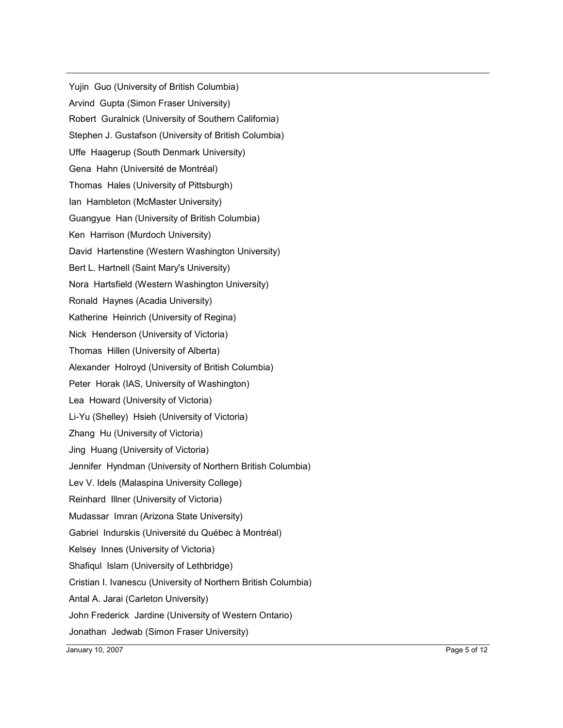Yujin Guo (University of British Columbia)

Arvind Gupta (Simon Fraser University)

Robert Guralnick (University of Southern California)

Stephen J. Gustafson (University of British Columbia)

Uffe Haagerup (South Denmark University)

Gena Hahn (Université de Montréal)

Thomas Hales (University of Pittsburgh)

Ian Hambleton (McMaster University)

Guangyue Han (University of British Columbia)

Ken Harrison (Murdoch University)

David Hartenstine (Western Washington University)

Bert L. Hartnell (Saint Mary's University)

Nora Hartsfield (Western Washington University)

Ronald Haynes (Acadia University)

Katherine Heinrich (University of Regina)

Nick Henderson (University of Victoria)

Thomas Hillen (University of Alberta)

Alexander Holroyd (University of British Columbia)

Peter Horak (IAS, University of Washington)

Lea Howard (University of Victoria)

Li-Yu (Shelley) Hsieh (University of Victoria)

Zhang Hu (University of Victoria)

Jing Huang (University of Victoria)

Jennifer Hyndman (University of Northern British Columbia)

Lev V. Idels (Malaspina University College)

Reinhard Illner (University of Victoria)

Mudassar Imran (Arizona State University)

Gabriel Indurskis (Université du Québec à Montréal)

Kelsey Innes (University of Victoria)

Shafiqul Islam (University of Lethbridge)

Cristian I. Ivanescu (University of Northern British Columbia)

Antal A. Jarai (Carleton University)

John Frederick Jardine (University of Western Ontario)

Jonathan Jedwab (Simon Fraser University)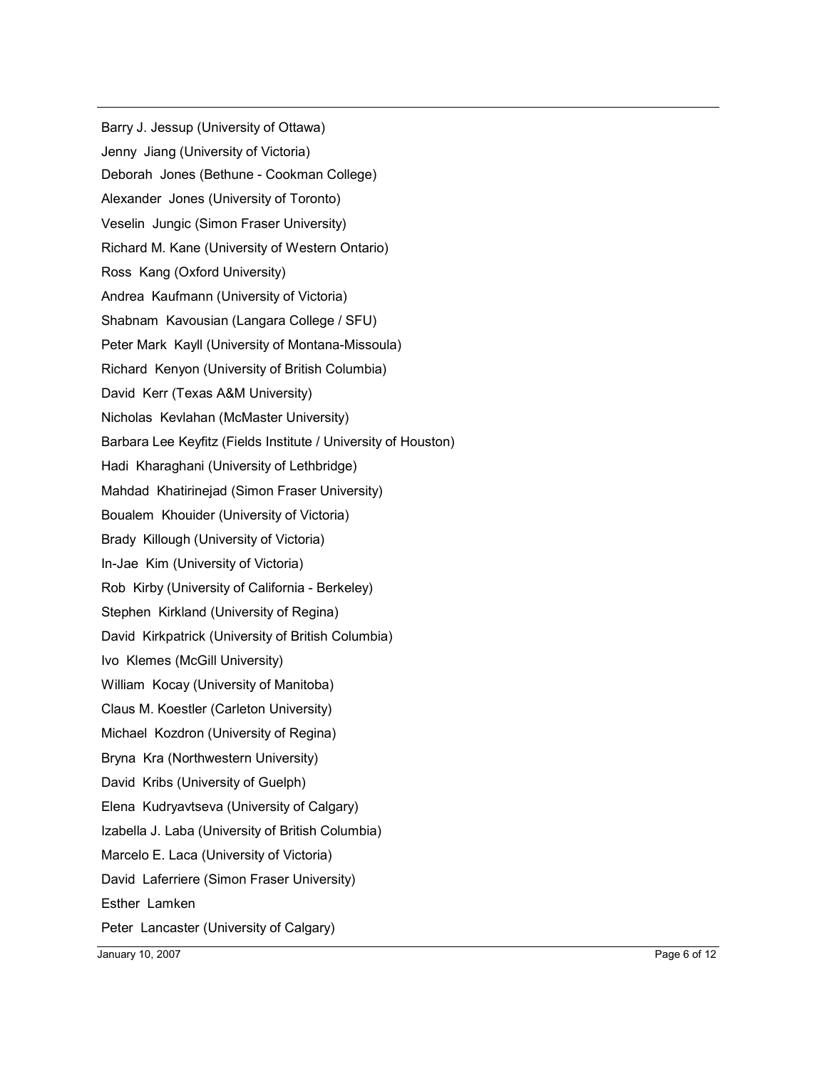Barry J. Jessup (University of Ottawa)

Jenny Jiang (University of Victoria)

Deborah Jones (Bethune - Cookman College)

Alexander Jones (University of Toronto)

Veselin Jungic (Simon Fraser University)

Richard M. Kane (University of Western Ontario)

Ross Kang (Oxford University)

Andrea Kaufmann (University of Victoria)

Shabnam Kavousian (Langara College / SFU)

Peter Mark Kayll (University of Montana-Missoula)

Richard Kenyon (University of British Columbia)

David Kerr (Texas A&M University)

Nicholas Kevlahan (McMaster University)

Barbara Lee Keyfitz (Fields Institute / University of Houston)

Hadi Kharaghani (University of Lethbridge)

Mahdad Khatirinejad (Simon Fraser University)

Boualem Khouider (University of Victoria)

Brady Killough (University of Victoria)

In-Jae Kim (University of Victoria)

Rob Kirby (University of California - Berkeley)

Stephen Kirkland (University of Regina)

David Kirkpatrick (University of British Columbia)

Ivo Klemes (McGill University)

William Kocay (University of Manitoba)

Claus M. Koestler (Carleton University)

Michael Kozdron (University of Regina)

Bryna Kra (Northwestern University)

David Kribs (University of Guelph)

Elena Kudryavtseva (University of Calgary)

Izabella J. Laba (University of British Columbia)

Marcelo E. Laca (University of Victoria)

David Laferriere (Simon Fraser University)

Esther Lamken

Peter Lancaster (University of Calgary)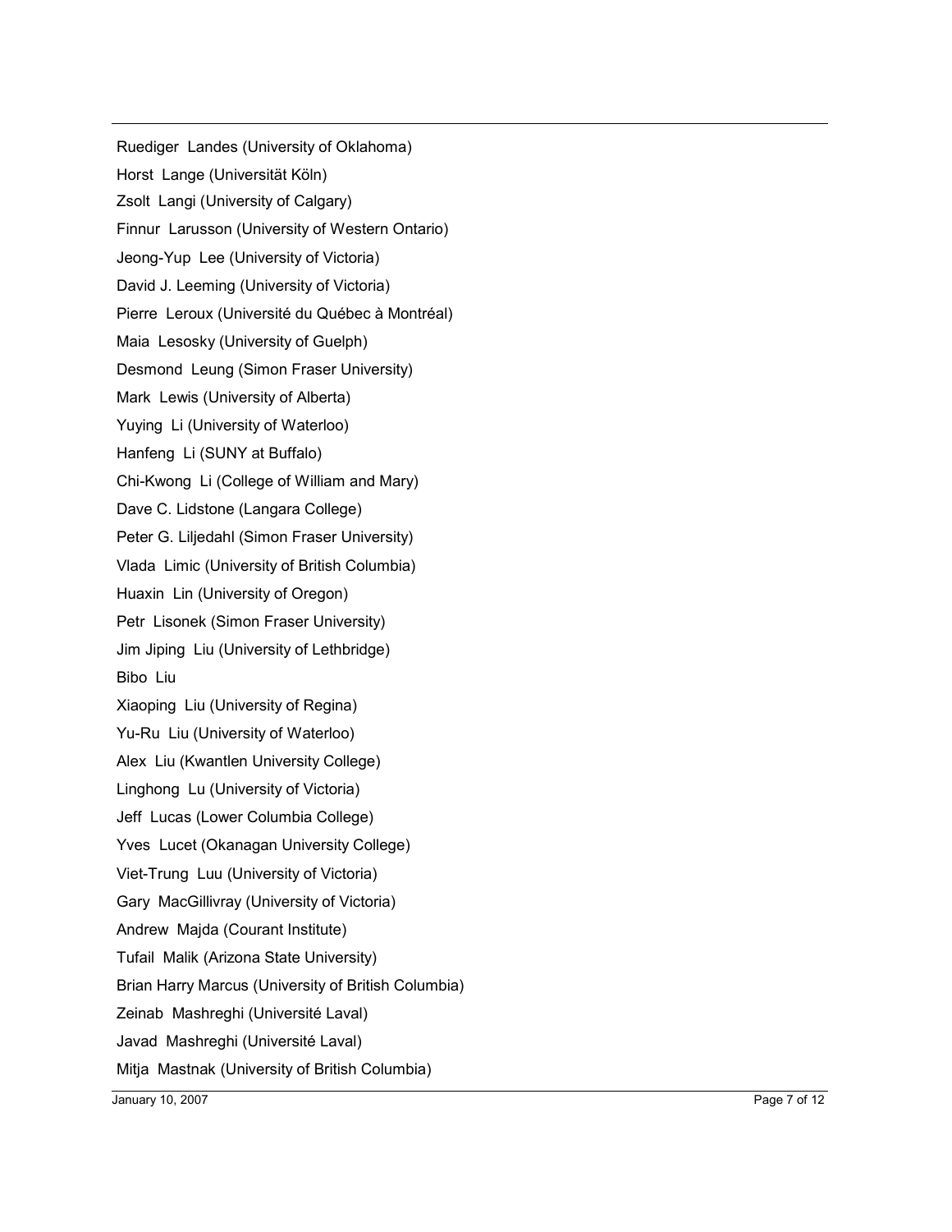Ruediger Landes (University of Oklahoma)

Horst Lange (Universität Köln)

Zsolt Langi (University of Calgary)

Finnur Larusson (University of Western Ontario)

Jeong-Yup Lee (University of Victoria)

David J. Leeming (University of Victoria)

Pierre Leroux (Université du Québec à Montréal)

Maia Lesosky (University of Guelph)

Desmond Leung (Simon Fraser University)

Mark Lewis (University of Alberta)

Yuying Li (University of Waterloo)

Hanfeng Li (SUNY at Buffalo)

Chi-Kwong Li (College of William and Mary)

Dave C. Lidstone (Langara College)

Peter G. Liljedahl (Simon Fraser University)

Vlada Limic (University of British Columbia)

Huaxin Lin (University of Oregon)

Petr Lisonek (Simon Fraser University)

Jim Jiping Liu (University of Lethbridge)

Bibo Liu

Xiaoping Liu (University of Regina)

Yu-Ru Liu (University of Waterloo)

Alex Liu (Kwantlen University College)

Linghong Lu (University of Victoria)

Jeff Lucas (Lower Columbia College)

Yves Lucet (Okanagan University College)

Viet-Trung Luu (University of Victoria)

Gary MacGillivray (University of Victoria)

Andrew Majda (Courant Institute)

Tufail Malik (Arizona State University)

Brian Harry Marcus (University of British Columbia)

Zeinab Mashreghi (Université Laval)

Javad Mashreghi (Université Laval)

Mitja Mastnak (University of British Columbia)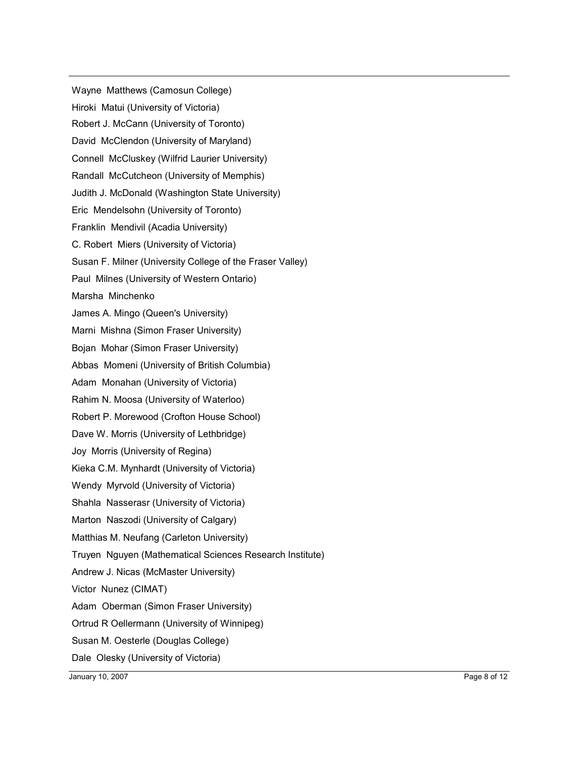Wayne Matthews (Camosun College)

Hiroki Matui (University of Victoria)

Robert J. McCann (University of Toronto)

David McClendon (University of Maryland)

Connell McCluskey (Wilfrid Laurier University)

Randall McCutcheon (University of Memphis)

Judith J. McDonald (Washington State University)

Eric Mendelsohn (University of Toronto)

Franklin Mendivil (Acadia University)

C. Robert Miers (University of Victoria)

Susan F. Milner (University College of the Fraser Valley)

Paul Milnes (University of Western Ontario)

Marsha Minchenko

James A. Mingo (Queen's University)

Marni Mishna (Simon Fraser University)

Bojan Mohar (Simon Fraser University)

Abbas Momeni (University of British Columbia)

Adam Monahan (University of Victoria)

Rahim N. Moosa (University of Waterloo)

Robert P. Morewood (Crofton House School)

Dave W. Morris (University of Lethbridge)

Joy Morris (University of Regina)

Kieka C.M. Mynhardt (University of Victoria)

Wendy Myrvold (University of Victoria)

Shahla Nasserasr (University of Victoria)

Marton Naszodi (University of Calgary)

Matthias M. Neufang (Carleton University)

Truyen Nguyen (Mathematical Sciences Research Institute)

Andrew J. Nicas (McMaster University)

Victor Nunez (CIMAT)

Adam Oberman (Simon Fraser University)

Ortrud R Oellermann (University of Winnipeg)

Susan M. Oesterle (Douglas College)

Dale Olesky (University of Victoria)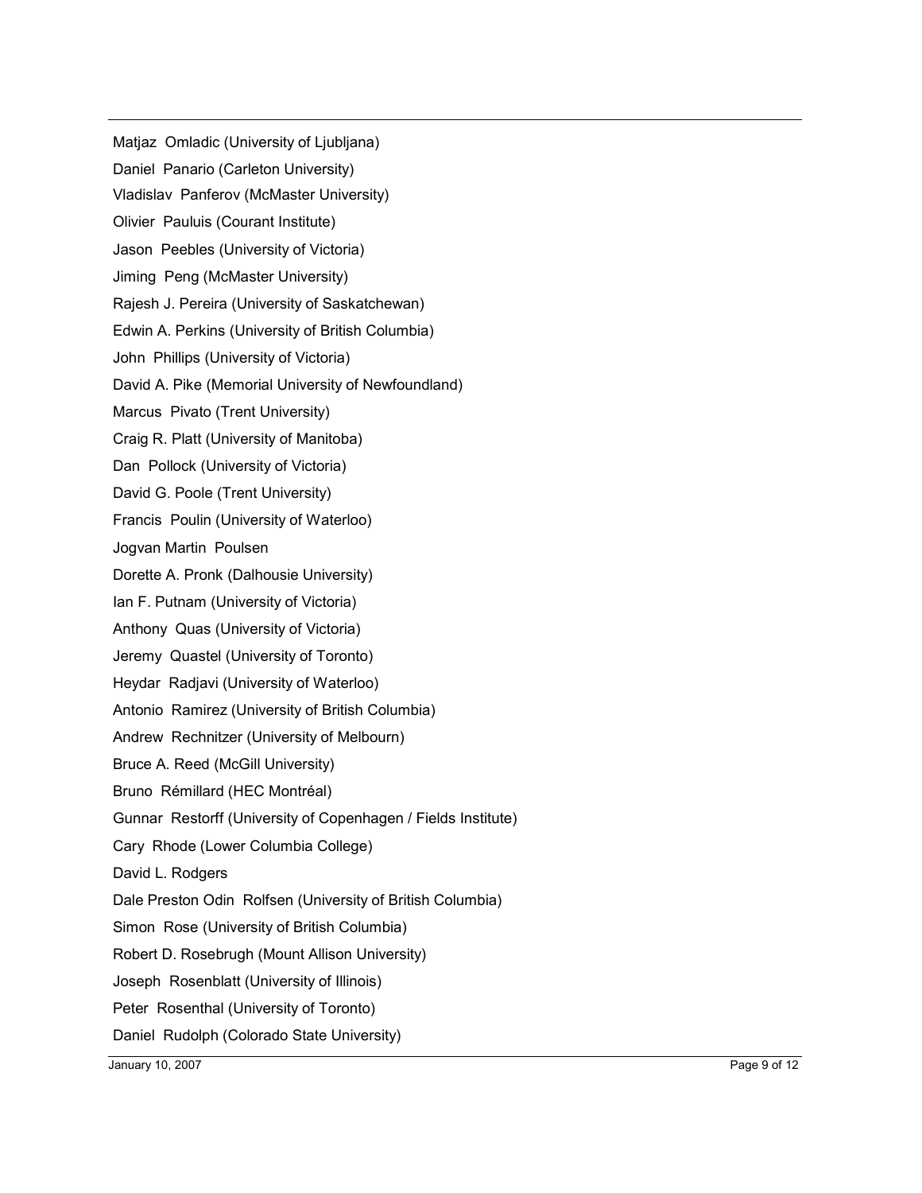Matjaz Omladic (University of Ljubljana)

Daniel Panario (Carleton University)

Vladislav Panferov (McMaster University)

Olivier Pauluis (Courant Institute)

Jason Peebles (University of Victoria)

Jiming Peng (McMaster University)

Rajesh J. Pereira (University of Saskatchewan)

Edwin A. Perkins (University of British Columbia)

John Phillips (University of Victoria)

David A. Pike (Memorial University of Newfoundland)

Marcus Pivato (Trent University)

Craig R. Platt (University of Manitoba)

Dan Pollock (University of Victoria)

David G. Poole (Trent University)

Francis Poulin (University of Waterloo)

Jogvan Martin Poulsen

Dorette A. Pronk (Dalhousie University)

Ian F. Putnam (University of Victoria)

Anthony Quas (University of Victoria)

Jeremy Quastel (University of Toronto)

Heydar Radjavi (University of Waterloo)

Antonio Ramirez (University of British Columbia)

Andrew Rechnitzer (University of Melbourn)

Bruce A. Reed (McGill University)

Bruno Rémillard (HEC Montréal)

Gunnar Restorff (University of Copenhagen / Fields Institute)

Cary Rhode (Lower Columbia College)

David L. Rodgers

Dale Preston Odin Rolfsen (University of British Columbia)

Simon Rose (University of British Columbia)

Robert D. Rosebrugh (Mount Allison University)

Joseph Rosenblatt (University of Illinois)

Peter Rosenthal (University of Toronto)

Daniel Rudolph (Colorado State University)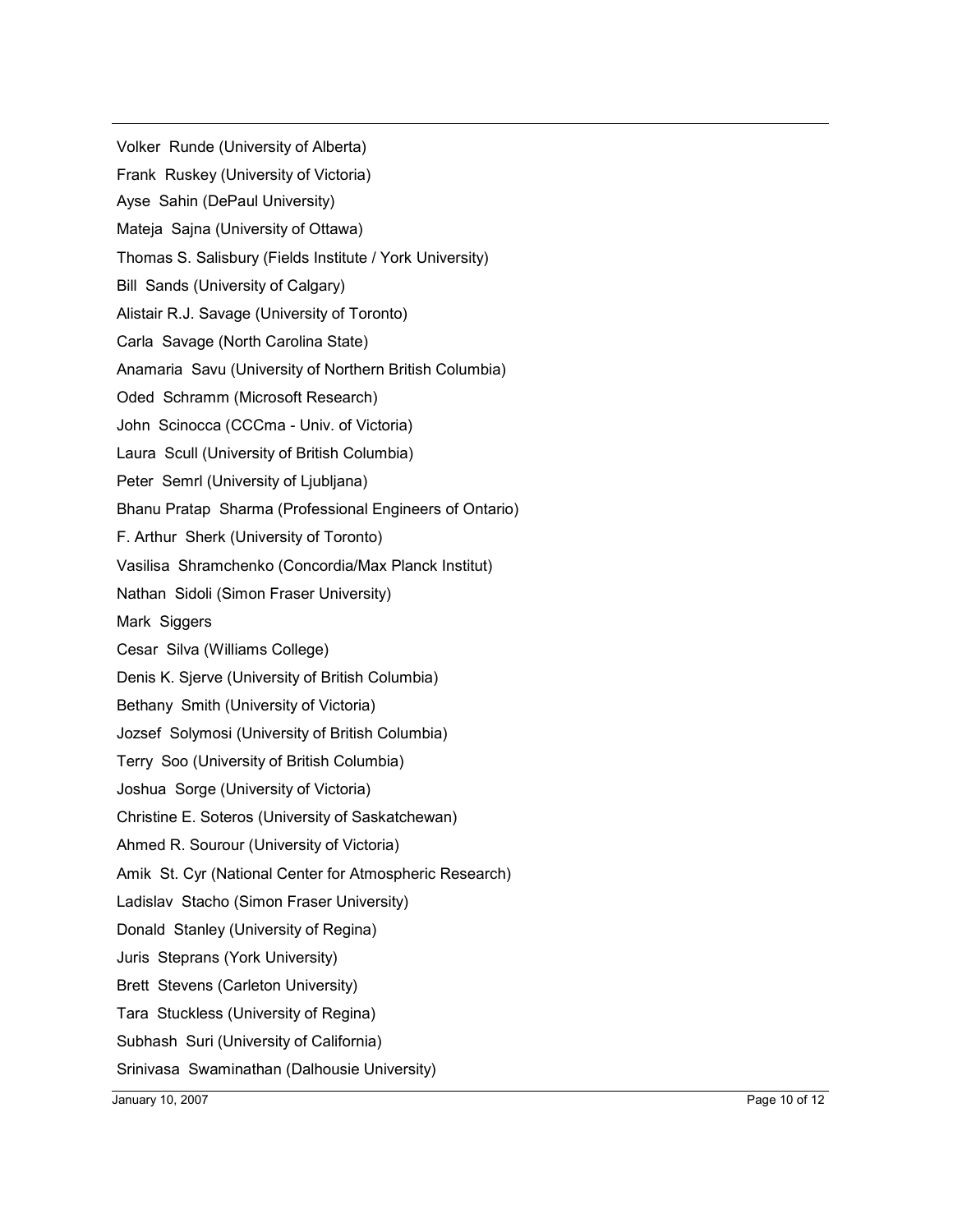Volker Runde (University of Alberta)

Frank Ruskey (University of Victoria)

Ayse Sahin (DePaul University)

Mateja Sajna (University of Ottawa)

Thomas S. Salisbury (Fields Institute / York University)

Bill Sands (University of Calgary)

Alistair R.J. Savage (University of Toronto)

Carla Savage (North Carolina State)

Anamaria Savu (University of Northern British Columbia)

Oded Schramm (Microsoft Research)

John Scinocca (CCCma - Univ. of Victoria)

Laura Scull (University of British Columbia)

Peter Semrl (University of Ljubljana)

Bhanu Pratap Sharma (Professional Engineers of Ontario)

F. Arthur Sherk (University of Toronto)

Vasilisa Shramchenko (Concordia/Max Planck Institut)

Nathan Sidoli (Simon Fraser University)

Mark Siggers

Cesar Silva (Williams College)

Denis K. Sjerve (University of British Columbia)

Bethany Smith (University of Victoria)

Jozsef Solymosi (University of British Columbia)

Terry Soo (University of British Columbia)

Joshua Sorge (University of Victoria)

Christine E. Soteros (University of Saskatchewan)

Ahmed R. Sourour (University of Victoria)

Amik St. Cyr (National Center for Atmospheric Research)

Ladislav Stacho (Simon Fraser University)

Donald Stanley (University of Regina)

Juris Steprans (York University)

Brett Stevens (Carleton University)

Tara Stuckless (University of Regina)

Subhash Suri (University of California)

Srinivasa Swaminathan (Dalhousie University)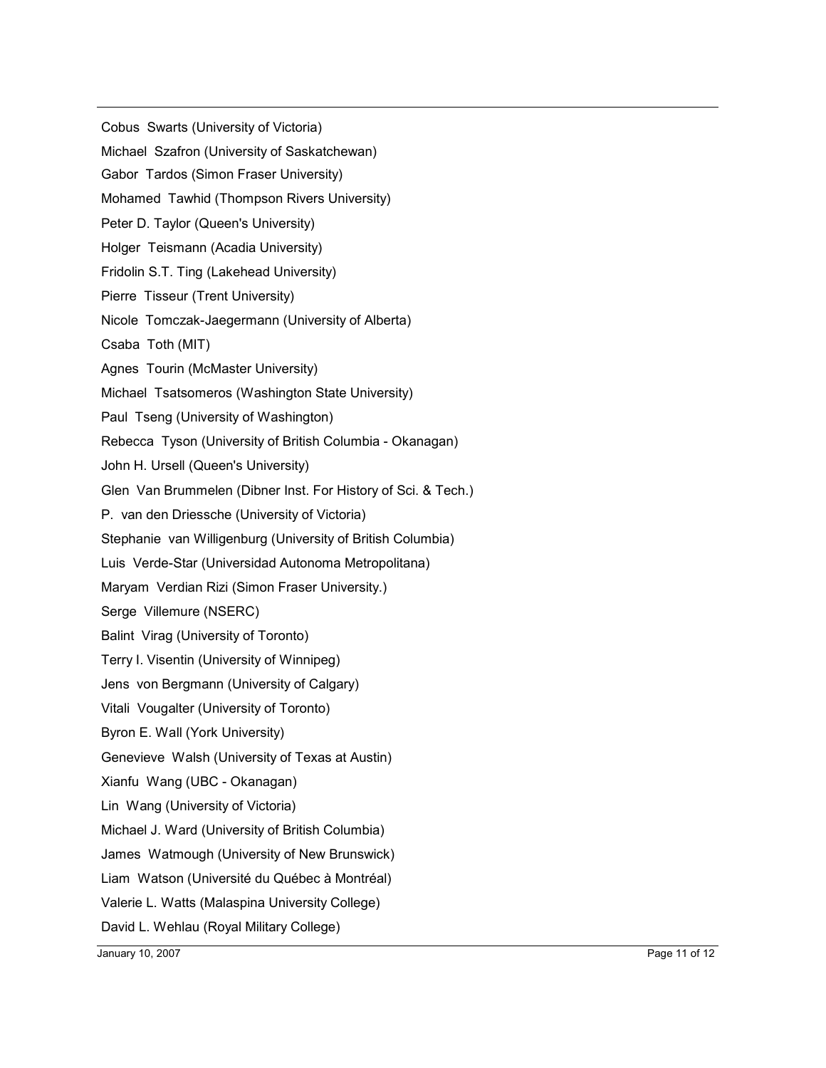Cobus Swarts (University of Victoria)

Michael Szafron (University of Saskatchewan)

Gabor Tardos (Simon Fraser University)

Mohamed Tawhid (Thompson Rivers University)

Peter D. Taylor (Queen's University)

Holger Teismann (Acadia University)

Fridolin S.T. Ting (Lakehead University)

Pierre Tisseur (Trent University)

Nicole Tomczak-Jaegermann (University of Alberta)

Csaba Toth (MIT)

Agnes Tourin (McMaster University)

Michael Tsatsomeros (Washington State University)

Paul Tseng (University of Washington)

Rebecca Tyson (University of British Columbia - Okanagan)

John H. Ursell (Queen's University)

Glen Van Brummelen (Dibner Inst. For History of Sci. & Tech.)

P. van den Driessche (University of Victoria)

Stephanie van Willigenburg (University of British Columbia)

Luis Verde-Star (Universidad Autonoma Metropolitana)

Maryam Verdian Rizi (Simon Fraser University.)

Serge Villemure (NSERC)

Balint Virag (University of Toronto)

Terry I. Visentin (University of Winnipeg)

Jens von Bergmann (University of Calgary)

Vitali Vougalter (University of Toronto)

Byron E. Wall (York University)

Genevieve Walsh (University of Texas at Austin)

Xianfu Wang (UBC - Okanagan)

Lin Wang (University of Victoria)

Michael J. Ward (University of British Columbia)

James Watmough (University of New Brunswick)

Liam Watson (Université du Québec à Montréal)

Valerie L. Watts (Malaspina University College)

David L. Wehlau (Royal Military College)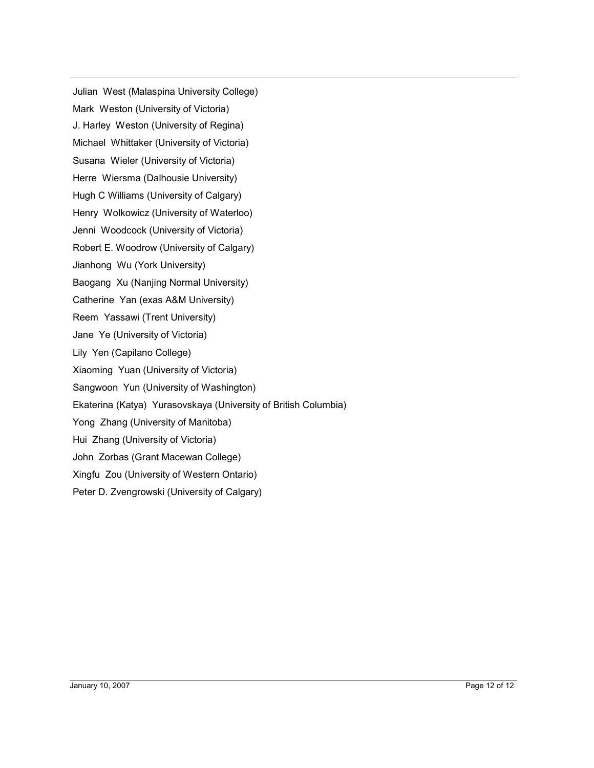Julian West (Malaspina University College)

Mark Weston (University of Victoria)

J. Harley Weston (University of Regina)

Michael Whittaker (University of Victoria)

Susana Wieler (University of Victoria)

Herre Wiersma (Dalhousie University)

Hugh C Williams (University of Calgary)

Henry Wolkowicz (University of Waterloo)

Jenni Woodcock (University of Victoria)

Robert E. Woodrow (University of Calgary)

Jianhong Wu (York University)

Baogang Xu (Nanjing Normal University)

Catherine Yan (exas A&M University)

Reem Yassawi (Trent University)

Jane Ye (University of Victoria)

Lily Yen (Capilano College)

Xiaoming Yuan (University of Victoria)

Sangwoon Yun (University of Washington)

Ekaterina (Katya) Yurasovskaya (University of British Columbia)

Yong Zhang (University of Manitoba)

Hui Zhang (University of Victoria)

John Zorbas (Grant Macewan College)

Xingfu Zou (University of Western Ontario)

Peter D. Zvengrowski (University of Calgary)